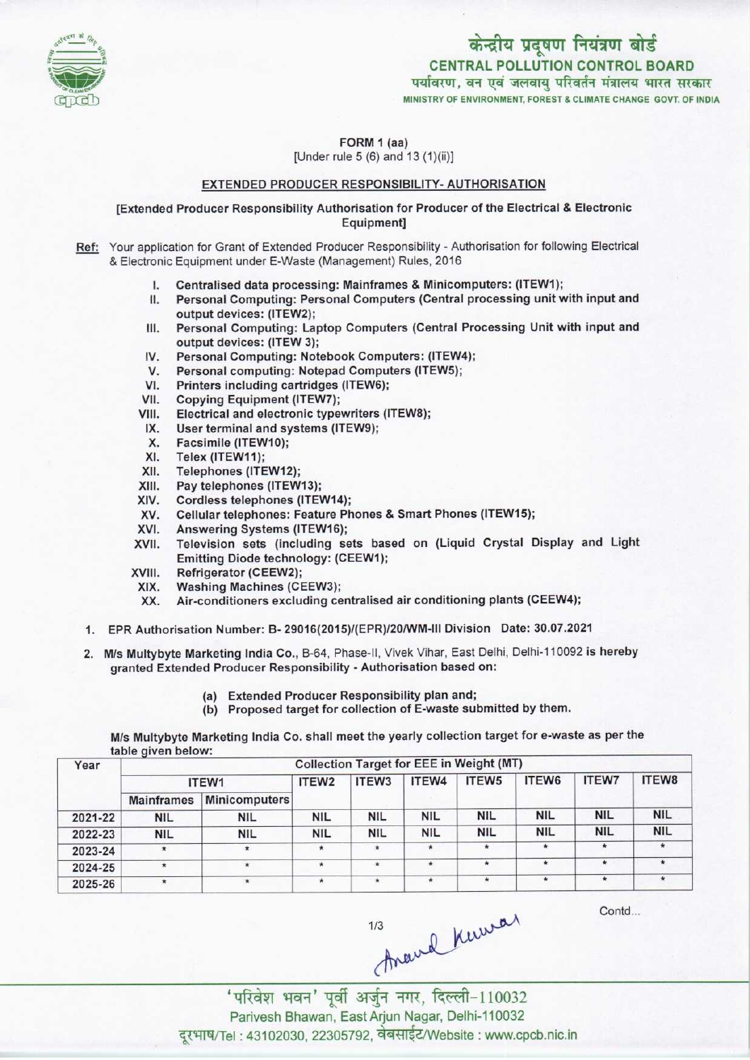केन्द्रीय प्रदूषण नियंत्रण बोर्ड
CENTRAL POLLUTION CONTROL BOARD
पर्यावरण, वन एवं जलवायु परिवर्तन मंत्रालय भारत सरकार
MINISTRY OF ENVIRONMENT, FOREST & CLIMATE CHANGE GOVT. OF INDIA

FORM 1 (aa)
[Under rule 5 (6) and 13 (1)(ii)]

## EXTENDED PRODUCER RESPONSIBILITY- AUTHORISATION

[Extended Producer Responsibility Authorisation for Producer of the Electrical & Electronic Equipment]

Ref: Your application for Grant of Extended Producer Responsibility - Authorisation for following Electrical & Electronic Equipment under E-Waste (Management) Rules, 2016

I. Centralised data processing: Mainframes & Minicomputers: (ITEW1);
II. Personal Computing: Personal Computers (Central processing unit with input and output devices: (ITEW2);
III. Personal Computing: Laptop Computers (Central Processing Unit with input and output devices: (ITEW 3);
IV. Personal Computing: Notebook Computers: (ITEW4);
V. Personal computing: Notepad Computers (ITEW5);
VI. Printers including cartridges (ITEW6);
VII. Copying Equipment (ITEW7);
VIII. Electrical and electronic typewriters (ITEW8);
IX. User terminal and systems (ITEW9);
X. Facsimile (ITEW10);
XI. Telex (ITEW11);
XII. Telephones (ITEW12);
XIII. Pay telephones (ITEW13);
XIV. Cordless telephones (ITEW14);
XV. Cellular telephones: Feature Phones & Smart Phones (ITEW15);
XVI. Answering Systems (ITEW16);
XVII. Television sets (including sets based on (Liquid Crystal Display and Light Emitting Diode technology: (CEEW1);
XVIII. Refrigerator (CEEW2);
XIX. Washing Machines (CEEW3);
XX. Air-conditioners excluding centralised air conditioning plants (CEEW4);

1. EPR Authorisation Number: B- 29016(2015)/(EPR)/20/WM-III Division Date: 30.07.2021

2. M/s Multybyte Marketing India Co., B-64, Phase-II, Vivek Vihar, East Delhi, Delhi-110092 is hereby granted Extended Producer Responsibility - Authorisation based on:

   (a) Extended Producer Responsibility plan and;
   (b) Proposed target for collection of E-waste submitted by them.

M/s Multybyte Marketing India Co. shall meet the yearly collection target for e-waste as per the table given below:

| Year | Collection Target for EEE in Weight (MT) | | | | | | | | |
|---|---|---|---|---|---|---|---|---|---|
| | ITEW1 | | ITEW2 | ITEW3 | ITEW4 | ITEW5 | ITEW6 | ITEW7 | ITEW8 |
| | Mainframes | Minicomputers | | | | | | | |
| 2021-22 | NIL | NIL | NIL | NIL | NIL | NIL | NIL | NIL | NIL |
| 2022-23 | NIL | NIL | NIL | NIL | NIL | NIL | NIL | NIL | NIL |
| 2023-24 | * | * | * | * | * | * | * | * | * |
| 2024-25 | * | * | * | * | * | * | * | * | * |
| 2025-26 | * | * | * | * | * | * | * | * | * |

Contd...

Anand Kumar

'परिवेश भवन' पूर्वी अर्जुन नगर, दिल्ली-110032
Parivesh Bhawan, East Arjun Nagar, Delhi-110032
दूरभाष/Tel : 43102030, 22305792, वेबसाईट/Website : www.cpcb.nic.in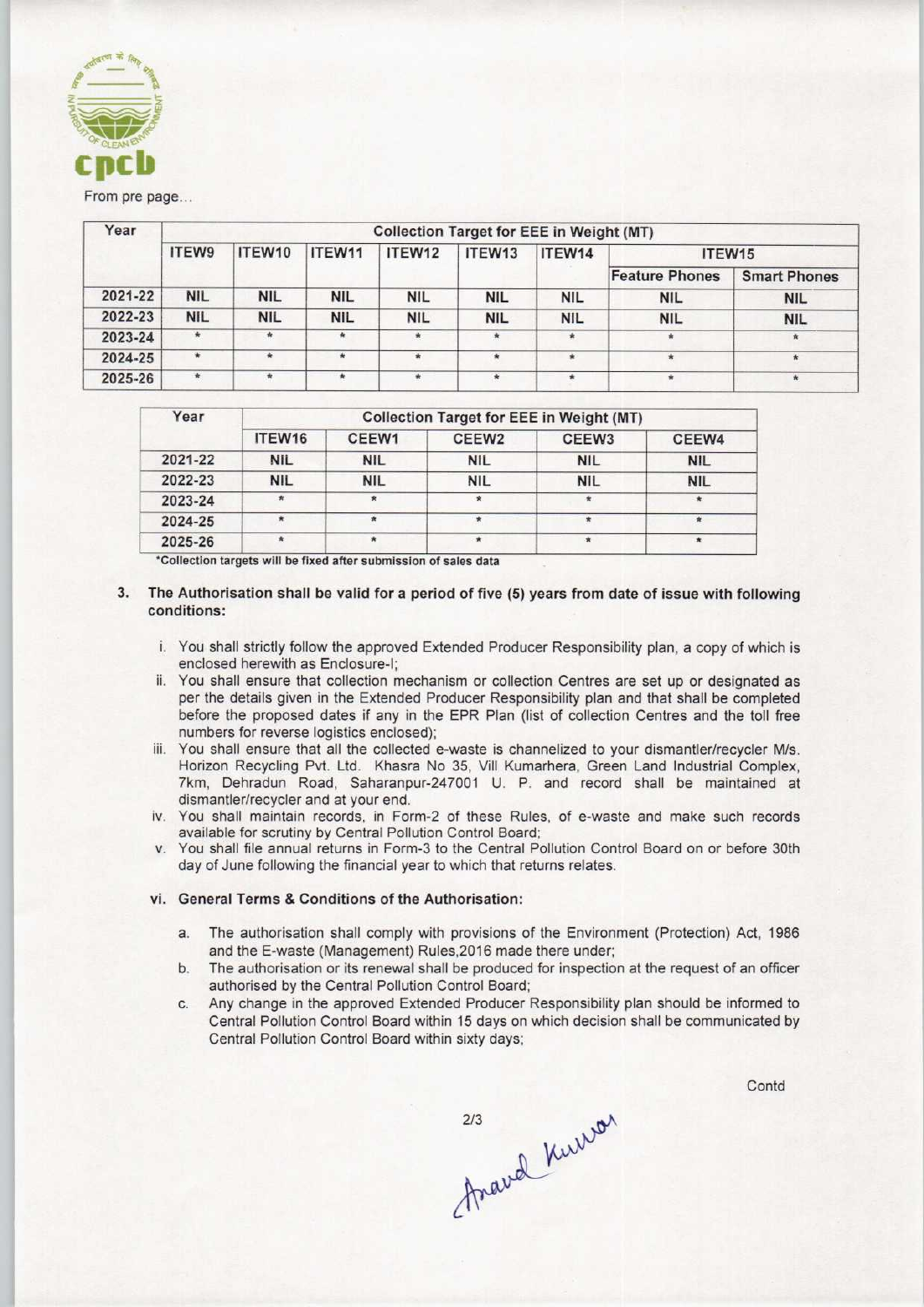From pre page...

| Year | Collection Target for EEE in Weight (MT) | | | | | | | |
|---|---|---|---|---|---|---|---|---|
| | ITEW9 | ITEW10 | ITEW11 | ITEW12 | ITEW13 | ITEW14 | ITEW15 | |
| | | | | | | | Feature Phones | Smart Phones |
| 2021-22 | NIL | NIL | NIL | NIL | NIL | NIL | NIL | NIL |
| 2022-23 | NIL | NIL | NIL | NIL | NIL | NIL | NIL | NIL |
| 2023-24 | * | * | * | * | * | * | * | * |
| 2024-25 | * | * | * | * | * | * | * | * |
| 2025-26 | * | * | * | * | * | * | * | * |

| Year | Collection Target for EEE in Weight (MT) | | | | |
|---|---|---|---|---|---|
| | ITEW16 | CEEW1 | CEEW2 | CEEW3 | CEEW4 |
| 2021-22 | NIL | NIL | NIL | NIL | NIL |
| 2022-23 | NIL | NIL | NIL | NIL | NIL |
| 2023-24 | * | * | * | * | * |
| 2024-25 | * | * | * | * | * |
| 2025-26 | * | * | * | * | * |

*Collection targets will be fixed after submission of sales data

3. **The Authorisation shall be valid for a period of five (5) years from date of issue with following conditions:**

   i. You shall strictly follow the approved Extended Producer Responsibility plan, a copy of which is enclosed herewith as Enclosure-I;

   ii. You shall ensure that collection mechanism or collection Centres are set up or designated as per the details given in the Extended Producer Responsibility plan and that shall be completed before the proposed dates if any in the EPR Plan (list of collection Centres and the toll free numbers for reverse logistics enclosed);

   iii. You shall ensure that all the collected e-waste is channelized to your dismantler/recycler M/s. Horizon Recycling Pvt. Ltd. Khasra No 35, Vill Kumarhera, Green Land Industrial Complex, 7km, Dehradun Road, Saharanpur-247001 U. P. and record shall be maintained at dismantler/recycler and at your end.

   iv. You shall maintain records, in Form-2 of these Rules, of e-waste and make such records available for scrutiny by Central Pollution Control Board;

   v. You shall file annual returns in Form-3 to the Central Pollution Control Board on or before 30th day of June following the financial year to which that returns relates.

   vi. **General Terms & Conditions of the Authorisation:**

      a. The authorisation shall comply with provisions of the Environment (Protection) Act, 1986 and the E-waste (Management) Rules,2016 made there under;

      b. The authorisation or its renewal shall be produced for inspection at the request of an officer authorised by the Central Pollution Control Board;

      c. Any change in the approved Extended Producer Responsibility plan should be informed to Central Pollution Control Board within 15 days on which decision shall be communicated by Central Pollution Control Board within sixty days;

Contd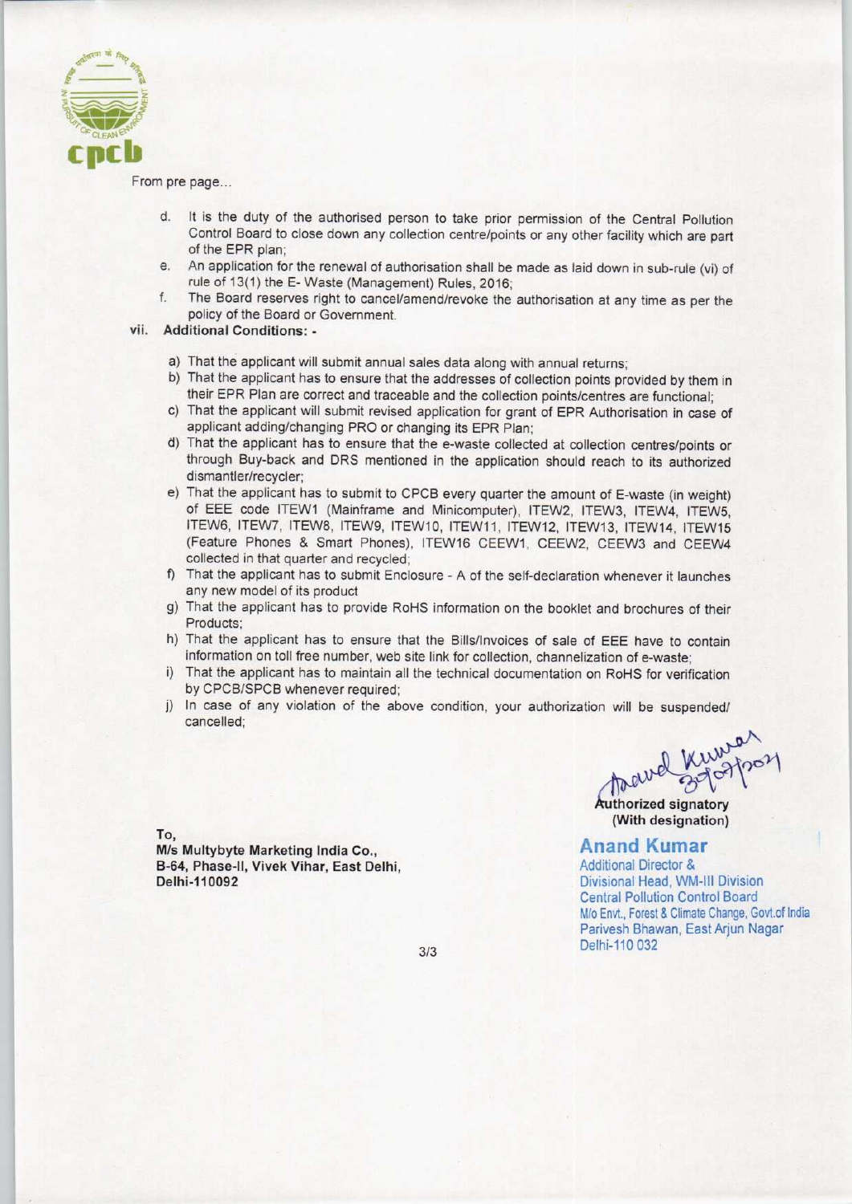From pre page...

d. It is the duty of the authorised person to take prior permission of the Central Pollution Control Board to close down any collection centre/points or any other facility which are part of the EPR plan;

e. An application for the renewal of authorisation shall be made as laid down in sub-rule (vi) of rule of 13(1) the E- Waste (Management) Rules, 2016;

f. The Board reserves right to cancel/amend/revoke the authorisation at any time as per the policy of the Board or Government.

vii. **Additional Conditions: -**

a) That the applicant will submit annual sales data along with annual returns;

b) That the applicant has to ensure that the addresses of collection points provided by them in their EPR Plan are correct and traceable and the collection points/centres are functional;

c) That the applicant will submit revised application for grant of EPR Authorisation in case of applicant adding/changing PRO or changing its EPR Plan;

d) That the applicant has to ensure that the e-waste collected at collection centres/points or through Buy-back and DRS mentioned in the application should reach to its authorized dismantler/recycler;

e) That the applicant has to submit to CPCB every quarter the amount of E-waste (in weight) of EEE code ITEW1 (Mainframe and Minicomputer), ITEW2, ITEW3, ITEW4, ITEW5, ITEW6, ITEW7, ITEW8, ITEW9, ITEW10, ITEW11, ITEW12, ITEW13, ITEW14, ITEW15 (Feature Phones & Smart Phones), ITEW16 CEEW1, CEEW2, CEEW3 and CEEW4 collected in that quarter and recycled;

f) That the applicant has to submit Enclosure - A of the self-declaration whenever it launches any new model of its product

g) That the applicant has to provide RoHS information on the booklet and brochures of their Products;

h) That the applicant has to ensure that the Bills/Invoices of sale of EEE have to contain information on toll free number, web site link for collection, channelization of e-waste;

i) That the applicant has to maintain all the technical documentation on RoHS for verification by CPCB/SPCB whenever required;

j) In case of any violation of the above condition, your authorization will be suspended/ cancelled;

Anand Kumar 30/07/2021

**Authorized signatory**
**(With designation)**

**Anand Kumar**
Additional Director &
Divisional Head, WM-III Division
Central Pollution Control Board
M/o Envt., Forest & Climate Change, Govt.of India
Parivesh Bhawan, East Arjun Nagar
Delhi-110 032

To,
**M/s Multybyte Marketing India Co.,**
**B-64, Phase-II, Vivek Vihar, East Delhi,**
**Delhi-110092**